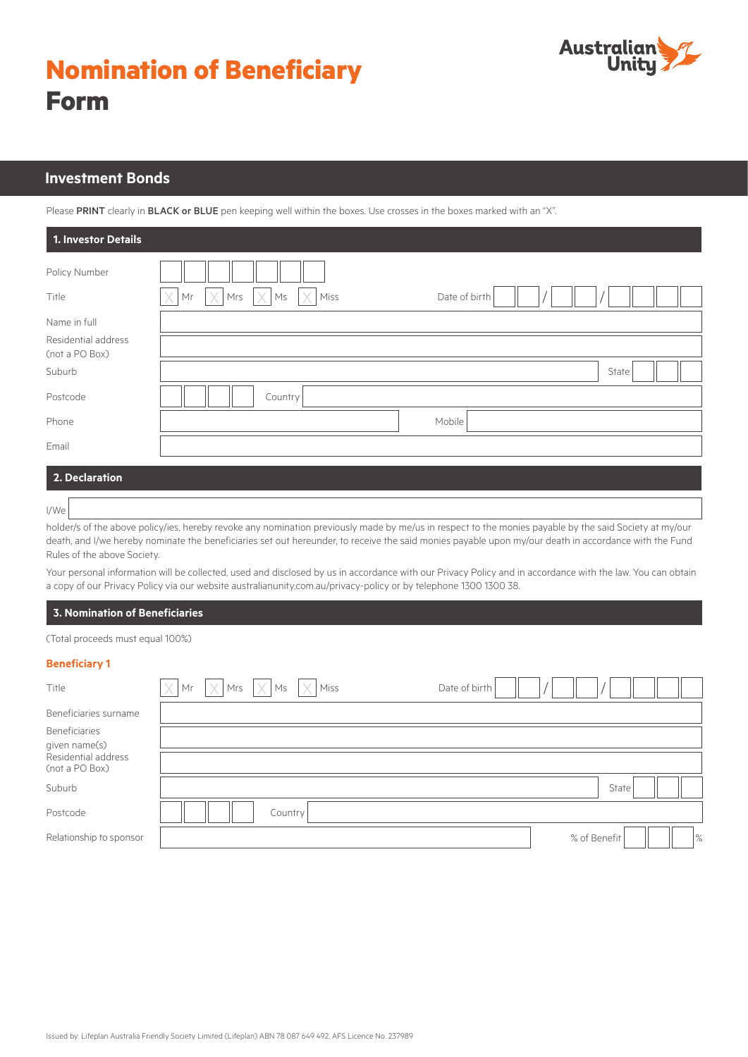# Nomination of Beneficiary Form

Australian Unity

## Investment Bonds

Please **PRINT** clearly in **BLACK or BLUE** pen keeping well within the boxes. Use crosses in the boxes marked with an "X".

### 1. Investor Details

Policy Number

Title ☐ Mr ☐ Mrs ☐ Ms ☐ Miss Date of birth / /

Name in full

Residential address (not a PO Box)

Suburb State

Postcode Country

Phone Mobile

Email

### 2. Declaration

I/We

holder/s of the above policy/ies, hereby revoke any nomination previously made by me/us in respect to the monies payable by the said Society at my/our death, and I/we hereby nominate the beneficiaries set out hereunder, to receive the said monies payable upon my/our death in accordance with the Fund Rules of the above Society.

Your personal information will be collected, used and disclosed by us in accordance with our Privacy Policy and in accordance with the law. You can obtain a copy of our Privacy Policy via our website australianunity.com.au/privacy-policy or by telephone 1300 1300 38.

### 3. Nomination of Beneficiaries

(Total proceeds must equal 100%)

#### Beneficiary 1

Title ☐ Mr ☐ Mrs ☐ Ms ☐ Miss Date of birth / /

Beneficiaries surname

Beneficiaries given name(s)

Residential address (not a PO Box)

Suburb State

Postcode Country

Relationship to sponsor % of Benefit %

Issued by: Lifeplan Australia Friendly Society Limited (Lifeplan) ABN 78 087 649 492, AFS Licence No. 237989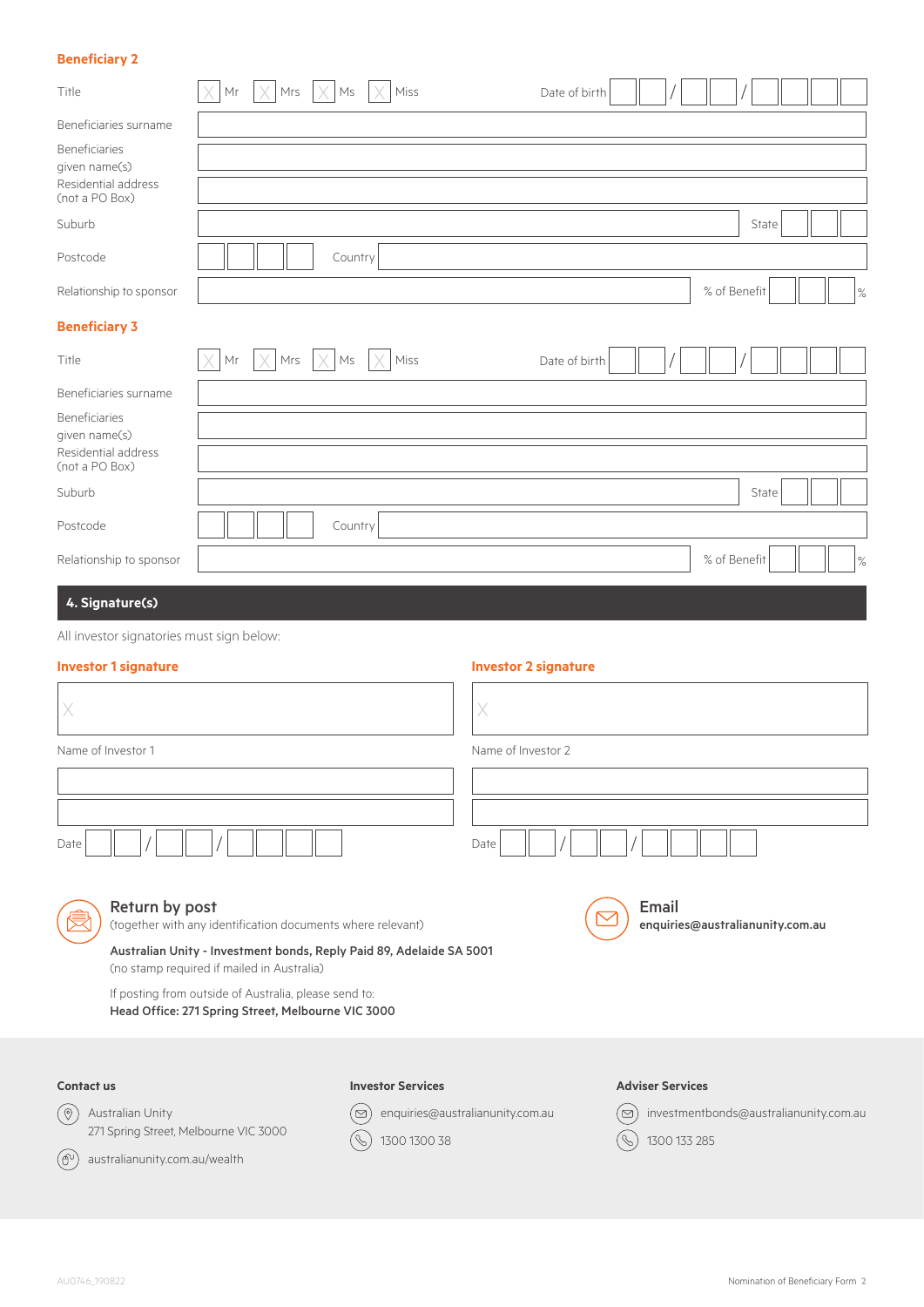### Beneficiary 2

Title ☐ Mr ☐ Mrs ☐ Ms ☐ Miss  Date of birth ☐☐ / ☐☐ / ☐☐☐☐

Beneficiaries surname

Beneficiaries given name(s)

Residential address (not a PO Box)

Suburb  State

Postcode  Country

Relationship to sponsor  % of Benefit %

### Beneficiary 3

Title ☐ Mr ☐ Mrs ☐ Ms ☐ Miss  Date of birth ☐☐ / ☐☐ / ☐☐☐☐

Beneficiaries surname

Beneficiaries given name(s)

Residential address (not a PO Box)

Suburb  State

Postcode  Country

Relationship to sponsor  % of Benefit %

## 4. Signature(s)

All investor signatories must sign below:

**Investor 1 signature**

X

Name of Investor 1

Date ☐☐ / ☐☐ / ☐☐☐☐

**Investor 2 signature**

X

Name of Investor 2

Date ☐☐ / ☐☐ / ☐☐☐☐

### Return by post

(together with any identification documents where relevant)

**Australian Unity - Investment bonds, Reply Paid 89, Adelaide SA 5001**
(no stamp required if mailed in Australia)

If posting from outside of Australia, please send to:
**Head Office: 271 Spring Street, Melbourne VIC 3000**

### Email

**enquiries@australianunity.com.au**

**Contact us**

Australian Unity
271 Spring Street, Melbourne VIC 3000

australianunity.com.au/wealth

**Investor Services**

enquiries@australianunity.com.au

1300 1300 38

**Adviser Services**

investmentbonds@australianunity.com.au

1300 133 285

AU0746_190822